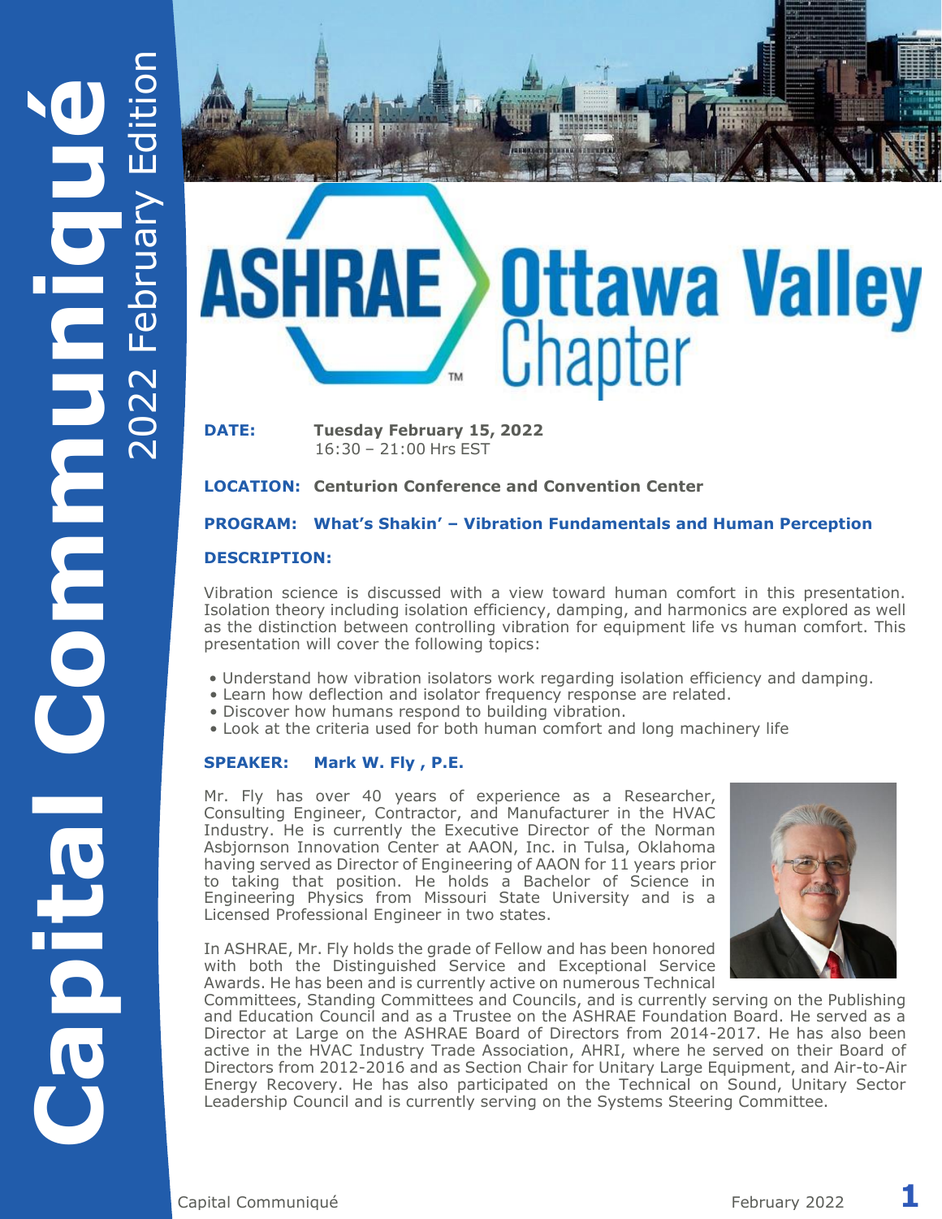# Capital Communiqué

2022 February Edition

# ASHRAE Ottawa Valley Chapter

**DATE:** **Tuesday February 15, 2022**
16:30 – 21:00 Hrs EST

**LOCATION:** **Centurion Conference and Convention Center**

**PROGRAM:** **What's Shakin' – Vibration Fundamentals and Human Perception**

**DESCRIPTION:**

Vibration science is discussed with a view toward human comfort in this presentation. Isolation theory including isolation efficiency, damping, and harmonics are explored as well as the distinction between controlling vibration for equipment life vs human comfort. This presentation will cover the following topics:

- Understand how vibration isolators work regarding isolation efficiency and damping.
- Learn how deflection and isolator frequency response are related.
- Discover how humans respond to building vibration.
- Look at the criteria used for both human comfort and long machinery life

**SPEAKER:** **Mark W. Fly , P.E.**

Mr. Fly has over 40 years of experience as a Researcher, Consulting Engineer, Contractor, and Manufacturer in the HVAC Industry. He is currently the Executive Director of the Norman Asbjornson Innovation Center at AAON, Inc. in Tulsa, Oklahoma having served as Director of Engineering of AAON for 11 years prior to taking that position. He holds a Bachelor of Science in Engineering Physics from Missouri State University and is a Licensed Professional Engineer in two states.

In ASHRAE, Mr. Fly holds the grade of Fellow and has been honored with both the Distinguished Service and Exceptional Service Awards. He has been and is currently active on numerous Technical Committees, Standing Committees and Councils, and is currently serving on the Publishing and Education Council and as a Trustee on the ASHRAE Foundation Board. He served as a Director at Large on the ASHRAE Board of Directors from 2014-2017. He has also been active in the HVAC Industry Trade Association, AHRI, where he served on their Board of Directors from 2012-2016 and as Section Chair for Unitary Large Equipment, and Air-to-Air Energy Recovery. He has also participated on the Technical on Sound, Unitary Sector Leadership Council and is currently serving on the Systems Steering Committee.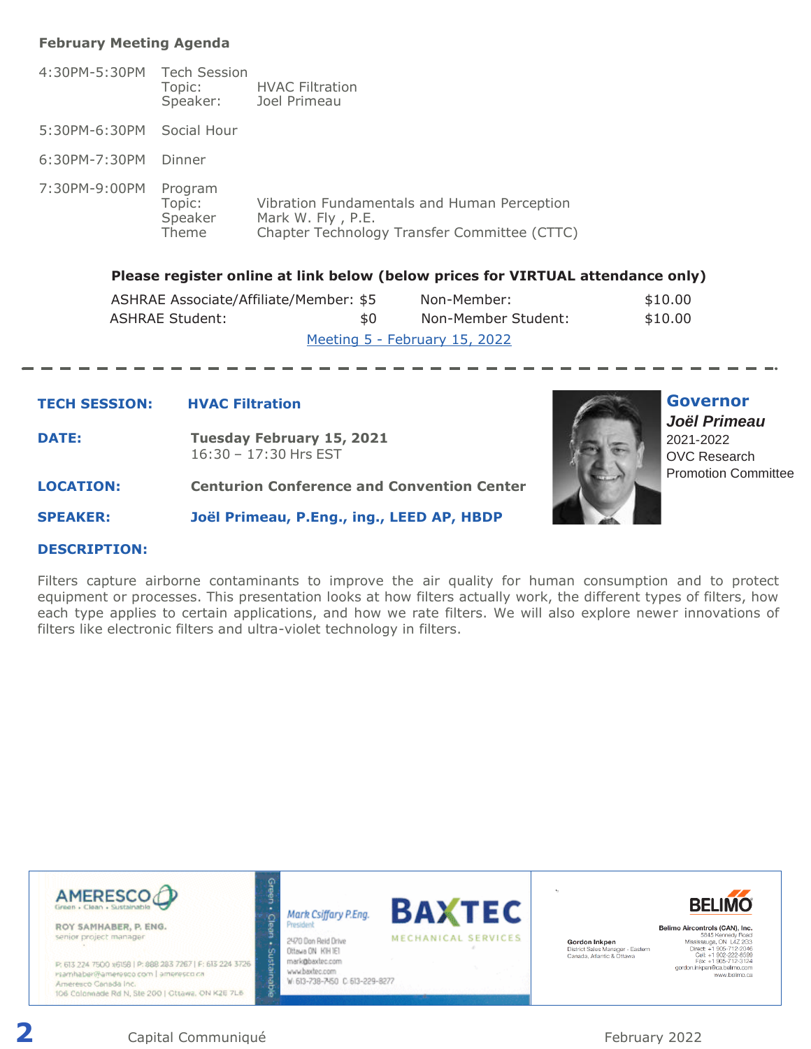### February Meeting Agenda

| | | |
|---|---|---|
| 4:30PM-5:30PM | Tech Session | |
| | Topic: | HVAC Filtration |
| | Speaker: | Joel Primeau |
| 5:30PM-6:30PM | Social Hour | |
| 6:30PM-7:30PM | Dinner | |
| 7:30PM-9:00PM | Program | |
| | Topic: | Vibration Fundamentals and Human Perception |
| | Speaker | Mark W. Fly , P.E. |
| | Theme | Chapter Technology Transfer Committee (CTTC) |

**Please register online at link below (below prices for VIRTUAL attendance only)**

| | | | |
|---|---|---|---|
| ASHRAE Associate/Affiliate/Member: | $5 | Non-Member: | $10.00 |
| ASHRAE Student: | $0 | Non-Member Student: | $10.00 |

Meeting 5 - February 15, 2022

---

**TECH SESSION:** **HVAC Filtration**

**DATE:** **Tuesday February 15, 2021**
16:30 – 17:30 Hrs EST

**LOCATION:** **Centurion Conference and Convention Center**

**SPEAKER:** **Joël Primeau, P.Eng., ing., LEED AP, HBDP**

**Governor**
***Joël Primeau***
2021-2022
OVC Research
Promotion Committee

**DESCRIPTION:**

Filters capture airborne contaminants to improve the air quality for human consumption and to protect equipment or processes. This presentation looks at how filters actually work, the different types of filters, how each type applies to certain applications, and how we rate filters. We will also explore newer innovations of filters like electronic filters and ultra-violet technology in filters.

AMERESCO
Green • Clean • Sustainable
ROY SAMHABER, P. ENG.
senior project manager
P: 613 224 7500 x6158 | P: 888 283 7267 | F: 613 224 3726
rsamhaber@ameresco.com | ameresco.ca
Ameresco Canada Inc.
106 Colonnade Rd N, Ste 200 | Ottawa, ON K2E 7L6

Mark Csiffary P.Eng.
President
BAXTEC
MECHANICAL SERVICES
2470 Don Reid Drive
Ottawa ON K1H 1E1
mark@baxtec.com
www.baxtec.com
W: 613-738-7450 C: 613-229-8277

BELIMO
Gordon Inkpen
District Sales Manager - Eastern Canada, Atlantic & Ottawa
Belimo Aircontrols (CAN), Inc.
5845 Kennedy Road
Mississauga, ON L4Z 2G3
Direct: +1 905-712-2046
Cell: +1 902-222-8599
Fax: +1 905-712-3124
gordon.inkpen@ca.belimo.com
www.belimo.ca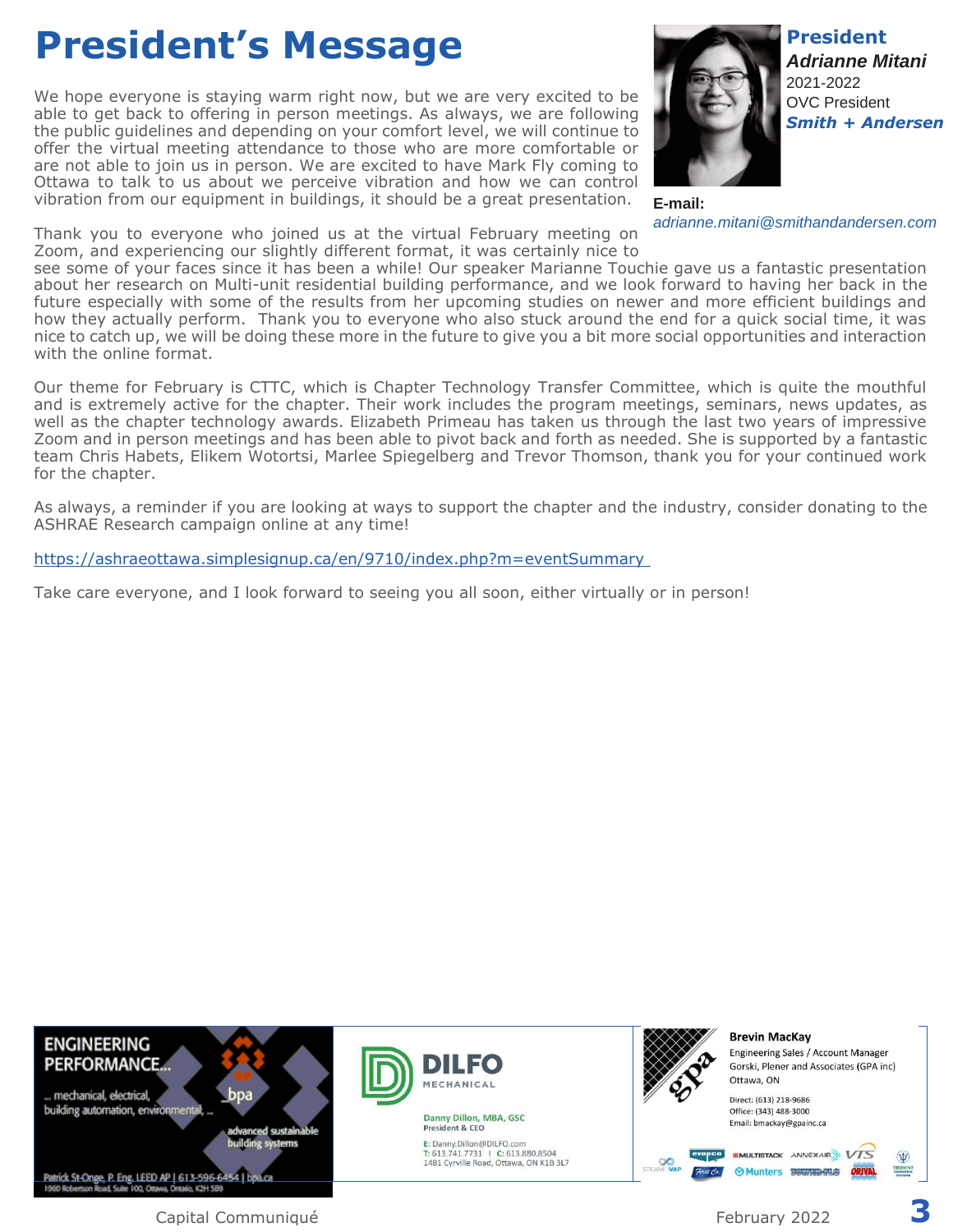# President's Message

**President**
***Adrianne Mitani***
2021-2022
OVC President
***Smith + Andersen***

**E-mail:**
*adrianne.mitani@smithandandersen.com*

We hope everyone is staying warm right now, but we are very excited to be able to get back to offering in person meetings. As always, we are following the public guidelines and depending on your comfort level, we will continue to offer the virtual meeting attendance to those who are more comfortable or are not able to join us in person. We are excited to have Mark Fly coming to Ottawa to talk to us about we perceive vibration and how we can control vibration from our equipment in buildings, it should be a great presentation.

Thank you to everyone who joined us at the virtual February meeting on Zoom, and experiencing our slightly different format, it was certainly nice to see some of your faces since it has been a while! Our speaker Marianne Touchie gave us a fantastic presentation about her research on Multi-unit residential building performance, and we look forward to having her back in the future especially with some of the results from her upcoming studies on newer and more efficient buildings and how they actually perform. Thank you to everyone who also stuck around the end for a quick social time, it was nice to catch up, we will be doing these more in the future to give you a bit more social opportunities and interaction with the online format.

Our theme for February is CTTC, which is Chapter Technology Transfer Committee, which is quite the mouthful and is extremely active for the chapter. Their work includes the program meetings, seminars, news updates, as well as the chapter technology awards. Elizabeth Primeau has taken us through the last two years of impressive Zoom and in person meetings and has been able to pivot back and forth as needed. She is supported by a fantastic team Chris Habets, Elikem Wotortsi, Marlee Spiegelberg and Trevor Thomson, thank you for your continued work for the chapter.

As always, a reminder if you are looking at ways to support the chapter and the industry, consider donating to the ASHRAE Research campaign online at any time!

https://ashraeottawa.simplesignup.ca/en/9710/index.php?m=eventSummary

Take care everyone, and I look forward to seeing you all soon, either virtually or in person!

ENGINEERING PERFORMANCE...
... mechanical, electrical, building automation, environmental, ...
bpa
advanced sustainable building systems
Patrick St-Onge, P. Eng. LEED AP | 613-596-6454 | bpa.ca
1960 Robertson Road, Suite 100, Ottawa, Ontario, K2H 5B9

DILFO MECHANICAL
Danny Dillon, MBA, GSC
President & CEO
E: Danny.Dillon@DILFO.com
T: 613.741.7731 | C: 613.880.8504
1481 Cyrville Road, Ottawa, ON K1B 3L7

gpa
Brevin MacKay
Engineering Sales / Account Manager
Gorski, Plener and Associates (GPA inc)
Ottawa, ON
Direct: (613) 218-9686
Office: (343) 488-3000
Email: bmackay@gpainc.ca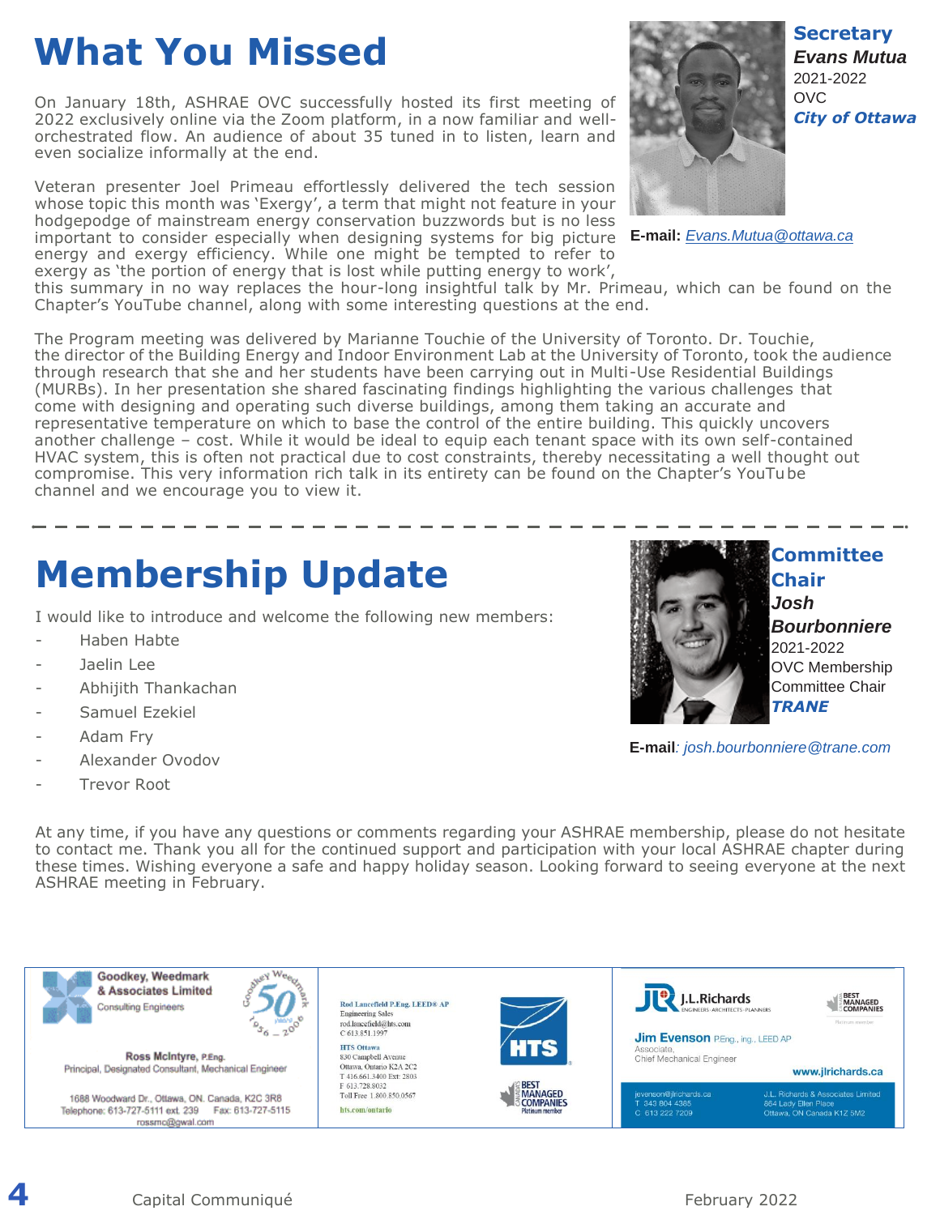# What You Missed

**Secretary**
***Evans Mutua***
2021-2022
OVC
***City of Ottawa***

**E-mail:** *Evans.Mutua@ottawa.ca*

On January 18th, ASHRAE OVC successfully hosted its first meeting of 2022 exclusively online via the Zoom platform, in a now familiar and well-orchestrated flow. An audience of about 35 tuned in to listen, learn and even socialize informally at the end.

Veteran presenter Joel Primeau effortlessly delivered the tech session whose topic this month was 'Exergy', a term that might not feature in your hodgepodge of mainstream energy conservation buzzwords but is no less important to consider especially when designing systems for big picture energy and exergy efficiency. While one might be tempted to refer to exergy as 'the portion of energy that is lost while putting energy to work', this summary in no way replaces the hour-long insightful talk by Mr. Primeau, which can be found on the Chapter's YouTube channel, along with some interesting questions at the end.

The Program meeting was delivered by Marianne Touchie of the University of Toronto. Dr. Touchie, the director of the Building Energy and Indoor Environment Lab at the University of Toronto, took the audience through research that she and her students have been carrying out in Multi-Use Residential Buildings (MURBs). In her presentation she shared fascinating findings highlighting the various challenges that come with designing and operating such diverse buildings, among them taking an accurate and representative temperature on which to base the control of the entire building. This quickly uncovers another challenge – cost. While it would be ideal to equip each tenant space with its own self-contained HVAC system, this is often not practical due to cost constraints, thereby necessitating a well thought out compromise. This very information rich talk in its entirety can be found on the Chapter's YouTube channel and we encourage you to view it.

---

# Membership Update

**Committee Chair**
***Josh Bourbonniere***
2021-2022
OVC Membership Committee Chair
***TRANE***

**E-mail**: *josh.bourbonniere@trane.com*

I would like to introduce and welcome the following new members:

- Haben Habte
- Jaelin Lee
- Abhijith Thankachan
- Samuel Ezekiel
- Adam Fry
- Alexander Ovodov
- Trevor Root

At any time, if you have any questions or comments regarding your ASHRAE membership, please do not hesitate to contact me. Thank you all for the continued support and participation with your local ASHRAE chapter during these times. Wishing everyone a safe and happy holiday season. Looking forward to seeing everyone at the next ASHRAE meeting in February.

---

**Goodkey, Weedmark & Associates Limited**
Consulting Engineers
Goodkey Weedmark 50 years 1956 – 2006

**Ross McIntyre, P.Eng.**
Principal, Designated Consultant, Mechanical Engineer

1688 Woodward Dr., Ottawa, ON. Canada, K2C 3R8
Telephone: 613-727-5111 ext. 239 Fax: 613-727-5115
rossmc@gwal.com

**Rod Lancefield P.Eng. LEED® AP**
Engineering Sales
rod.lancefield@hts.com
C 613.851.1997

**HTS Ottawa**
830 Campbell Avenue
Ottawa, Ontario K2A 2C2
T 416.661.3400 Ext: 2803
F 613.728.8032
Toll Free 1.800.850.0567
hts.com/ontario

HTS®
Canada's Best Managed Companies Platinum member

**J.L.Richards**
Engineers · Architects · Planners
Best Managed Companies Platinum member

**Jim Evenson** P.Eng., ing., LEED AP
Associate,
Chief Mechanical Engineer

www.jlrichards.ca

jevenson@jlrichards.ca
T 343 804 4385
C 613 222 7209

J.L. Richards & Associates Limited
864 Lady Ellen Place
Ottawa, ON Canada K1Z 5M2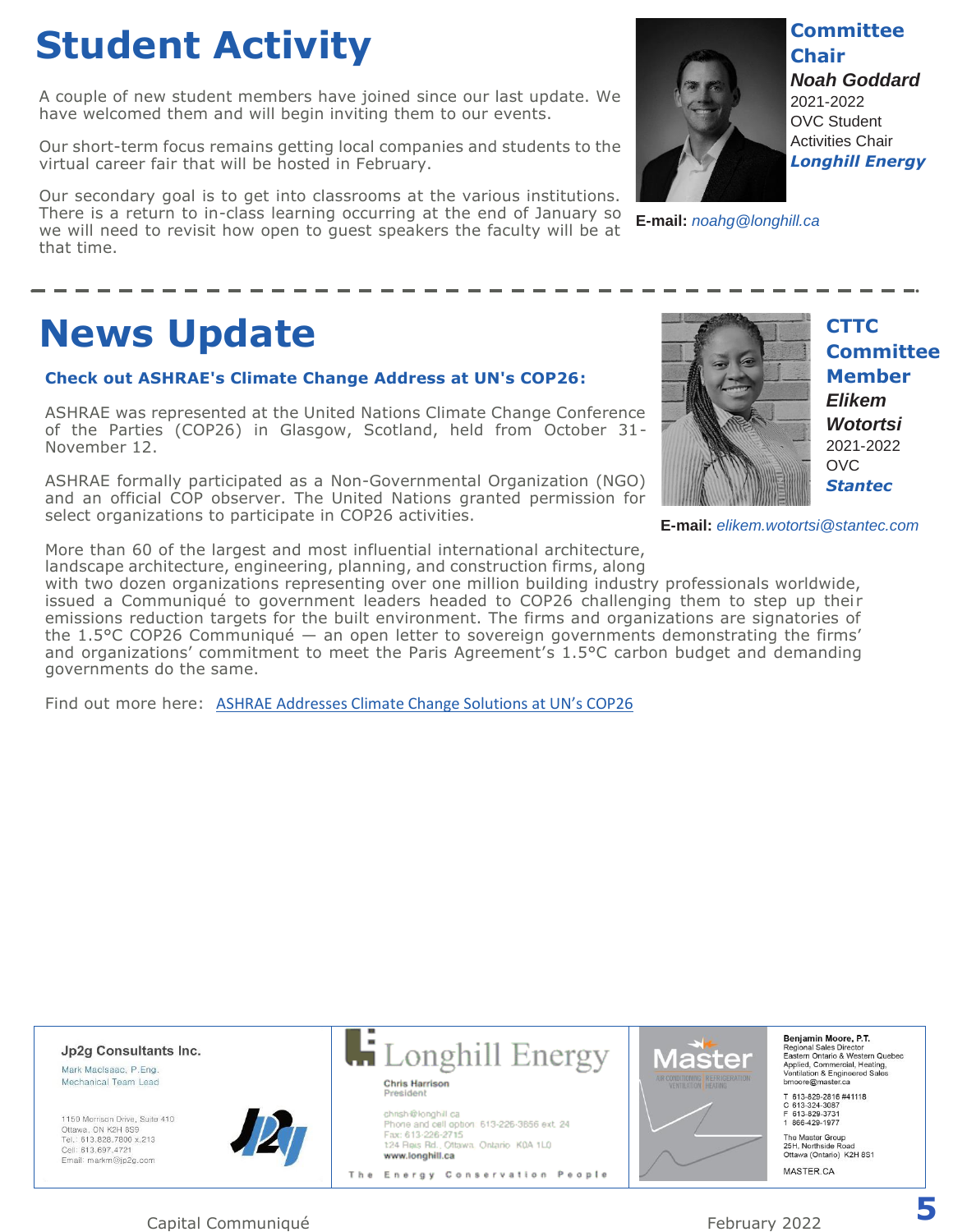# Student Activity

A couple of new student members have joined since our last update. We have welcomed them and will begin inviting them to our events.

Our short-term focus remains getting local companies and students to the virtual career fair that will be hosted in February.

Our secondary goal is to get into classrooms at the various institutions. There is a return to in-class learning occurring at the end of January so we will need to revisit how open to guest speakers the faculty will be at that time.

**Committee Chair**
***Noah Goddard***
2021-2022
OVC Student Activities Chair
***Longhill Energy***

**E-mail:** *noahg@longhill.ca*

---

# News Update

**Check out ASHRAE's Climate Change Address at UN's COP26:**

ASHRAE was represented at the United Nations Climate Change Conference of the Parties (COP26) in Glasgow, Scotland, held from October 31-November 12.

ASHRAE formally participated as a Non-Governmental Organization (NGO) and an official COP observer. The United Nations granted permission for select organizations to participate in COP26 activities.

More than 60 of the largest and most influential international architecture, landscape architecture, engineering, planning, and construction firms, along with two dozen organizations representing over one million building industry professionals worldwide, issued a Communiqué to government leaders headed to COP26 challenging them to step up their emissions reduction targets for the built environment. The firms and organizations are signatories of the 1.5°C COP26 Communiqué — an open letter to sovereign governments demonstrating the firms' and organizations' commitment to meet the Paris Agreement's 1.5°C carbon budget and demanding governments do the same.

Find out more here: [ASHRAE Addresses Climate Change Solutions at UN's COP26]

**CTTC Committee Member**
***Elikem Wotortsi***
2021-2022
OVC
***Stantec***

**E-mail:** *elikem.wotortsi@stantec.com*

---

**Jp2g Consultants Inc.**
Mark MacIsaac, P.Eng.
Mechanical Team Lead

1150 Morrison Drive, Suite 410
Ottawa, ON K2H 8S9
Tel.: 613.828.7800 x.213
Cell: 613.697.4721
Email: markm@jp2g.com

**Longhill Energy**
Chris Harrison
President
chrish@longhill.ca
Phone and cell option 613-226-3856 ext. 24
Fax: 613-226-2715
124 Reis Rd., Ottawa, Ontario K0A 1L0
www.longhill.ca
The Energy Conservation People

**Master**
AIR CONDITIONING | REFRIGERATION | VENTILATION | HEATING

**Benjamin Moore, P.T.**
Regional Sales Director
Eastern Ontario & Western Quebec
Applied, Commercial, Heating, Ventilation & Engineered Sales
bmoore@master.ca

T 613-829-2816 #41118
C 613-324-3087
F 613-829-3731
1 866-429-1977

The Master Group
25H, Northside Road
Ottawa (Ontario) K2H 8S1

MASTER.CA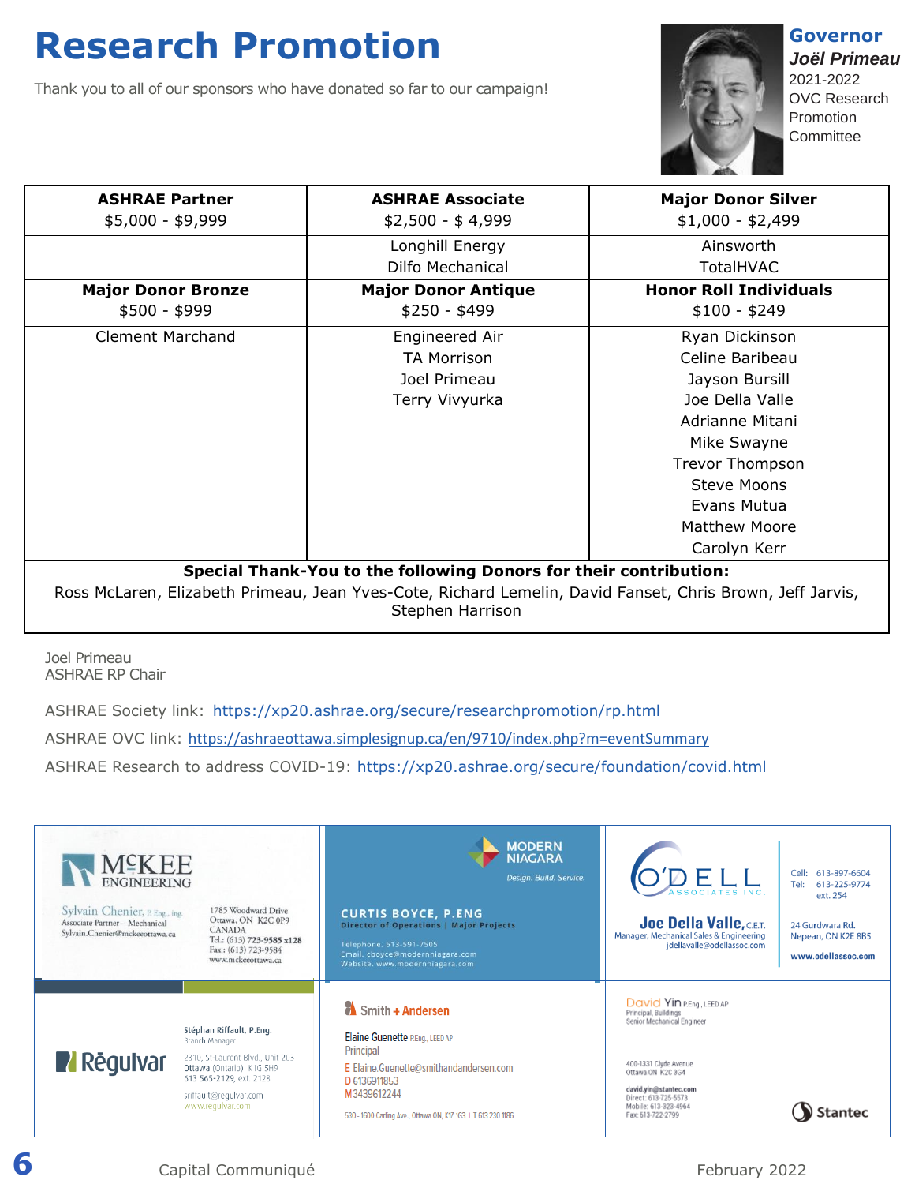# Research Promotion

Thank you to all of our sponsors who have donated so far to our campaign!

**Governor**
***Joël Primeau***
2021-2022
OVC Research Promotion Committee

| ASHRAE Partner<br>$5,000 - $9,999 | ASHRAE Associate<br>$2,500 - $ 4,999 | Major Donor Silver<br>$1,000 - $2,499 |
|---|---|---|
| | Longhill Energy<br>Dilfo Mechanical | Ainsworth<br>TotalHVAC |
| **Major Donor Bronze**<br>$500 - $999 | **Major Donor Antique**<br>$250 - $499 | **Honor Roll Individuals**<br>$100 - $249 |
| Clement Marchand | Engineered Air<br>TA Morrison<br>Joel Primeau<br>Terry Vivyurka | Ryan Dickinson<br>Celine Baribeau<br>Jayson Bursill<br>Joe Della Valle<br>Adrianne Mitani<br>Mike Swayne<br>Trevor Thompson<br>Steve Moons<br>Evans Mutua<br>Matthew Moore<br>Carolyn Kerr |

**Special Thank-You to the following Donors for their contribution:**
Ross McLaren, Elizabeth Primeau, Jean Yves-Cote, Richard Lemelin, David Fanset, Chris Brown, Jeff Jarvis, Stephen Harrison

Joel Primeau
ASHRAE RP Chair

ASHRAE Society link: https://xp20.ashrae.org/secure/researchpromotion/rp.html

ASHRAE OVC link: https://ashraeottawa.simplesignup.ca/en/9710/index.php?m=eventSummary

ASHRAE Research to address COVID-19: https://xp20.ashrae.org/secure/foundation/covid.html

McKEE ENGINEERING
Sylvain Chenier, P. Eng., ing.
Associate Partner – Mechanical
Sylvain.Chenier@mckeeottawa.ca
1785 Woodward Drive
Ottawa, ON K2C 0P9
CANADA
Tel.: (613) 723-9585 x128
Fax.: (613) 723-9584
www.mckeeottawa.ca

MODERN NIAGARA
Design. Build. Service.
CURTIS BOYCE, P.ENG
Director of Operations | Major Projects
Telephone. 613-591-7505
Email. cboyce@modernniagara.com
Website. www.modernniagara.com

O'DELL ASSOCIATES INC.
Joe Della Valle, C.E.T.
Manager, Mechanical Sales & Engineering
jdellavalle@odellassoc.com
Cell: 613-897-6604
Tel: 613-225-9774 ext. 254
24 Gurdwara Rd.
Nepean, ON K2E 8B5
www.odellassoc.com

Rēgulvar
Stéphan Riffault, P.Eng.
Branch Manager
2310, St-Laurent Blvd., Unit 203
Ottawa (Ontario) K1G 5H9
613 565-2129, ext. 2128
sriffault@regulvar.com
www.regulvar.com

Smith + Andersen
Elaine Guenette P.Eng., LEED AP
Principal
E Elaine.Guenette@smithandandersen.com
D 6136911853
M 3439612244
530 - 1600 Carling Ave., Ottawa ON, K1Z 1G3 | T 613 230 1186

David Yin P.Eng., LEED AP
Principal, Buildings
Senior Mechanical Engineer
400-1331 Clyde Avenue
Ottawa ON K2C 3G4
david.yin@stantec.com
Direct: 613-725-5573
Mobile: 613-323-4964
Fax: 613-722-2799
Stantec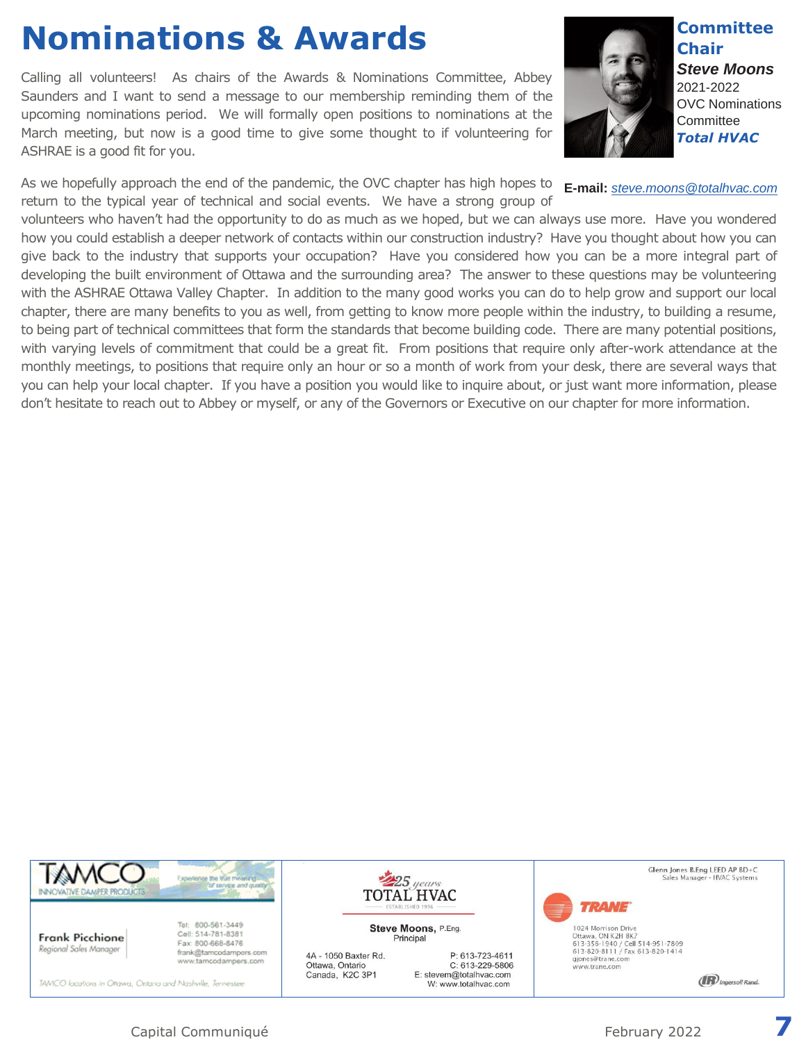# Nominations & Awards

**Committee Chair**

***Steve Moons***

2021-2022

OVC Nominations Committee

***Total HVAC***

**E-mail:** *steve.moons@totalhvac.com*

Calling all volunteers! As chairs of the Awards & Nominations Committee, Abbey Saunders and I want to send a message to our membership reminding them of the upcoming nominations period. We will formally open positions to nominations at the March meeting, but now is a good time to give some thought to if volunteering for ASHRAE is a good fit for you.

As we hopefully approach the end of the pandemic, the OVC chapter has high hopes to return to the typical year of technical and social events. We have a strong group of volunteers who haven't had the opportunity to do as much as we hoped, but we can always use more. Have you wondered how you could establish a deeper network of contacts within our construction industry? Have you thought about how you can give back to the industry that supports your occupation? Have you considered how you can be a more integral part of developing the built environment of Ottawa and the surrounding area? The answer to these questions may be volunteering with the ASHRAE Ottawa Valley Chapter. In addition to the many good works you can do to help grow and support our local chapter, there are many benefits to you as well, from getting to know more people within the industry, to building a resume, to being part of technical committees that form the standards that become building code. There are many potential positions, with varying levels of commitment that could be a great fit. From positions that require only after-work attendance at the monthly meetings, to positions that require only an hour or so a month of work from your desk, there are several ways that you can help your local chapter. If you have a position you would like to inquire about, or just want more information, please don't hesitate to reach out to Abbey or myself, or any of the Governors or Executive on our chapter for more information.

---

**TAMCO** INNOVATIVE DAMPER PRODUCTS
Experience the true meaning of service and quality

**Frank Picchione**
*Regional Sales Manager*

Tel: 800-561-3449
Cell: 514-781-8381
Fax: 800-668-8476
frank@tamcodampers.com
www.tamcodampers.com

*TAMCO locations in Ottawa, Ontario and Nashville, Tennessee*

---

25 years **TOTAL HVAC**
ESTABLISHED 1996

**Steve Moons,** P.Eng.
Principal

4A - 1050 Baxter Rd.
Ottawa, Ontario
Canada, K2C 3P1

P: 613-723-4611
C: 613-229-5806
E: stevem@totalhvac.com
W: www.totalhvac.com

---

Glenn Jones B.Eng LEED AP BD+C
Sales Manager - HVAC Systems

**TRANE**

1024 Morrison Drive
Ottawa, ON K2H 8K7
613-356-1940 / Cell 514-951-7809
613-820-8111 / Fax 613-820-1414
gjones@trane.com
www.trane.com

Ingersoll Rand.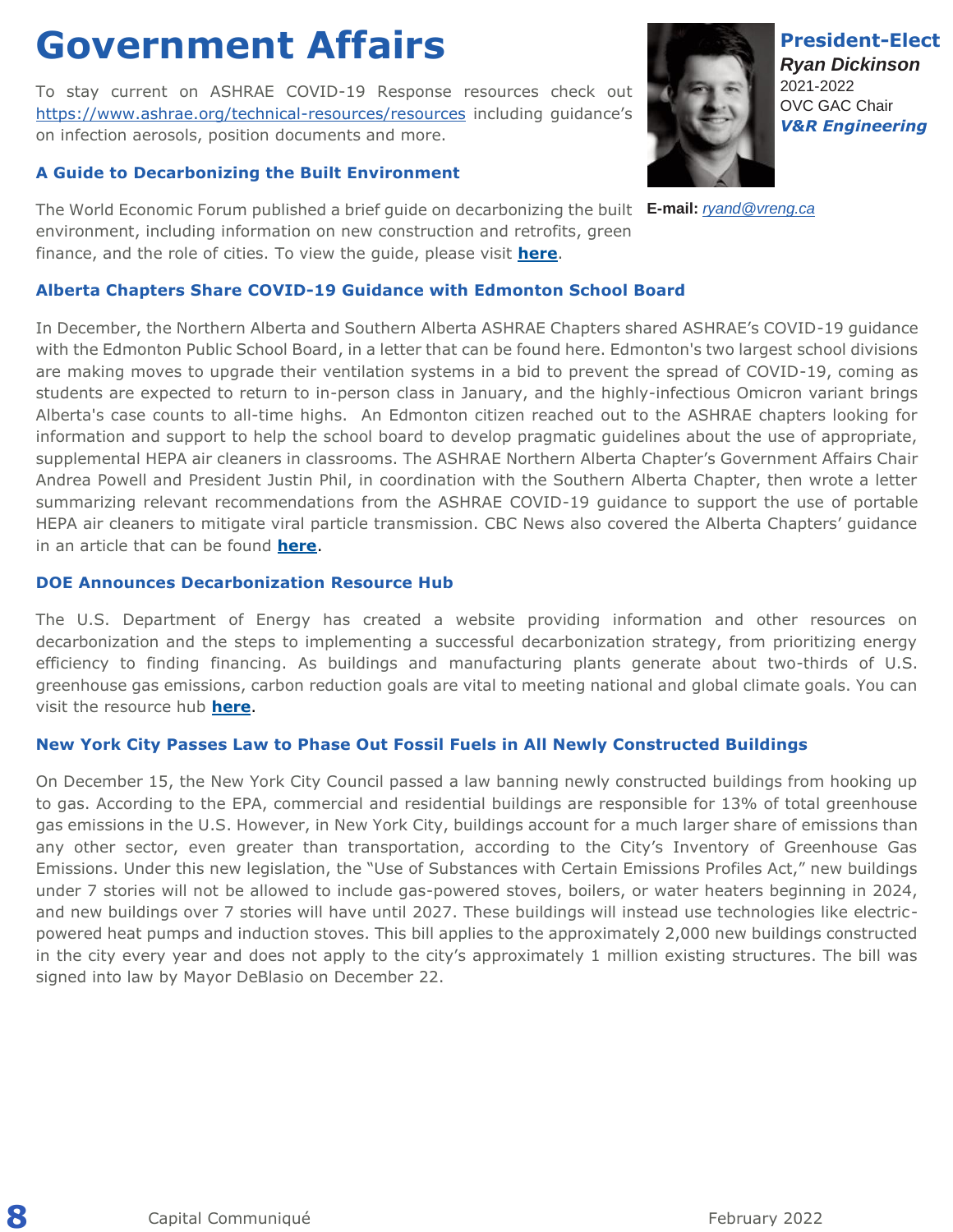# Government Affairs

To stay current on ASHRAE COVID-19 Response resources check out https://www.ashrae.org/technical-resources/resources including guidance's on infection aerosols, position documents and more.

**President-Elect**
***Ryan Dickinson***
2021-2022
OVC GAC Chair
***V&R Engineering***

**E-mail:** *ryand@vreng.ca*

### A Guide to Decarbonizing the Built Environment

The World Economic Forum published a brief guide on decarbonizing the built environment, including information on new construction and retrofits, green finance, and the role of cities. To view the guide, please visit **here**.

### Alberta Chapters Share COVID-19 Guidance with Edmonton School Board

In December, the Northern Alberta and Southern Alberta ASHRAE Chapters shared ASHRAE's COVID-19 guidance with the Edmonton Public School Board, in a letter that can be found here. Edmonton's two largest school divisions are making moves to upgrade their ventilation systems in a bid to prevent the spread of COVID-19, coming as students are expected to return to in-person class in January, and the highly-infectious Omicron variant brings Alberta's case counts to all-time highs. An Edmonton citizen reached out to the ASHRAE chapters looking for information and support to help the school board to develop pragmatic guidelines about the use of appropriate, supplemental HEPA air cleaners in classrooms. The ASHRAE Northern Alberta Chapter's Government Affairs Chair Andrea Powell and President Justin Phil, in coordination with the Southern Alberta Chapter, then wrote a letter summarizing relevant recommendations from the ASHRAE COVID-19 guidance to support the use of portable HEPA air cleaners to mitigate viral particle transmission. CBC News also covered the Alberta Chapters' guidance in an article that can be found **here**.

### DOE Announces Decarbonization Resource Hub

The U.S. Department of Energy has created a website providing information and other resources on decarbonization and the steps to implementing a successful decarbonization strategy, from prioritizing energy efficiency to finding financing. As buildings and manufacturing plants generate about two-thirds of U.S. greenhouse gas emissions, carbon reduction goals are vital to meeting national and global climate goals. You can visit the resource hub **here**.

### New York City Passes Law to Phase Out Fossil Fuels in All Newly Constructed Buildings

On December 15, the New York City Council passed a law banning newly constructed buildings from hooking up to gas. According to the EPA, commercial and residential buildings are responsible for 13% of total greenhouse gas emissions in the U.S. However, in New York City, buildings account for a much larger share of emissions than any other sector, even greater than transportation, according to the City's Inventory of Greenhouse Gas Emissions. Under this new legislation, the "Use of Substances with Certain Emissions Profiles Act," new buildings under 7 stories will not be allowed to include gas-powered stoves, boilers, or water heaters beginning in 2024, and new buildings over 7 stories will have until 2027. These buildings will instead use technologies like electric-powered heat pumps and induction stoves. This bill applies to the approximately 2,000 new buildings constructed in the city every year and does not apply to the city's approximately 1 million existing structures. The bill was signed into law by Mayor DeBlasio on December 22.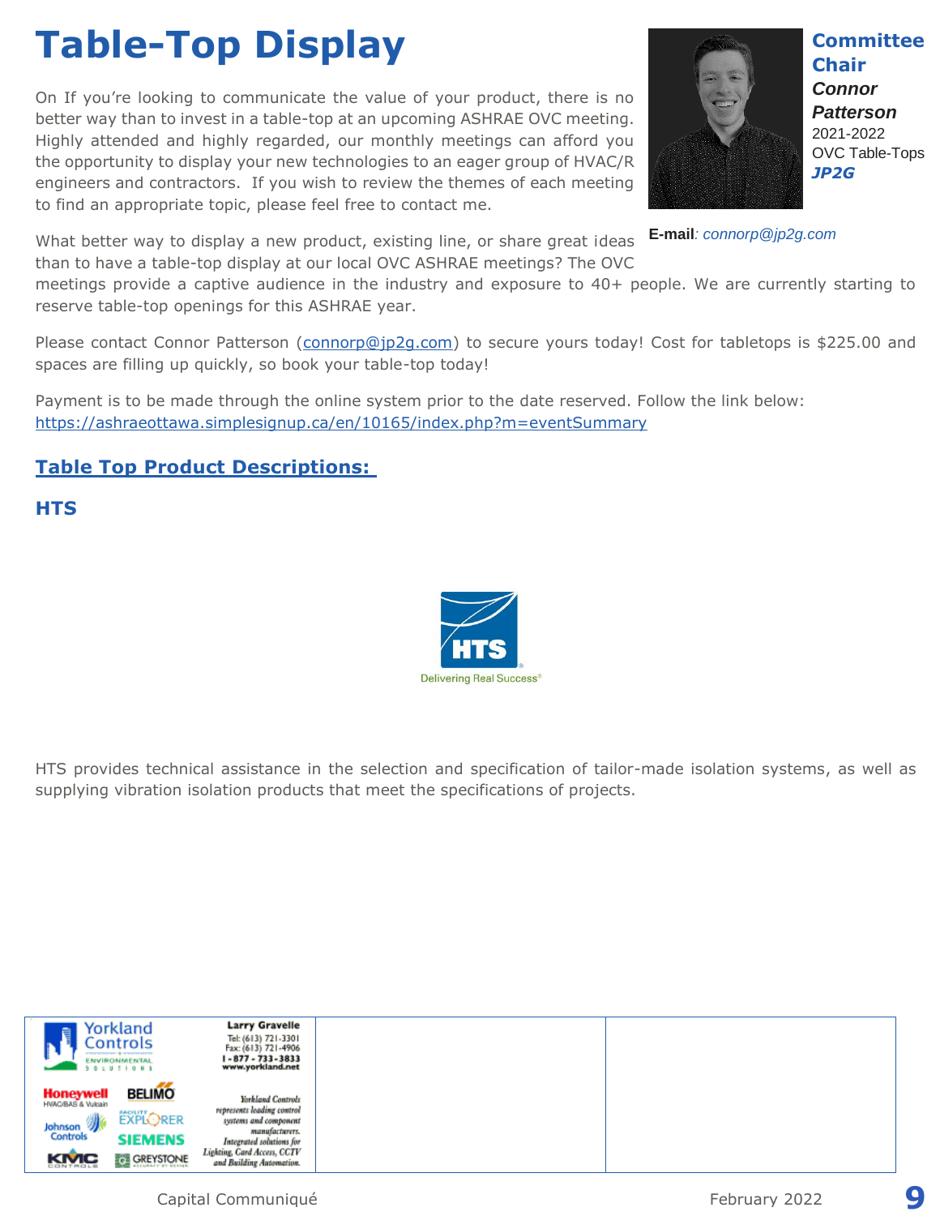# Table-Top Display

**Committee Chair**

***Connor Patterson***

2021-2022

OVC Table-Tops

***JP2G***

**E-mail**: *connorp@jp2g.com*

On If you're looking to communicate the value of your product, there is no better way than to invest in a table-top at an upcoming ASHRAE OVC meeting. Highly attended and highly regarded, our monthly meetings can afford you the opportunity to display your new technologies to an eager group of HVAC/R engineers and contractors. If you wish to review the themes of each meeting to find an appropriate topic, please feel free to contact me.

What better way to display a new product, existing line, or share great ideas than to have a table-top display at our local OVC ASHRAE meetings? The OVC meetings provide a captive audience in the industry and exposure to 40+ people. We are currently starting to reserve table-top openings for this ASHRAE year.

Please contact Connor Patterson (connorp@jp2g.com) to secure yours today! Cost for tabletops is $225.00 and spaces are filling up quickly, so book your table-top today!

Payment is to be made through the online system prior to the date reserved. Follow the link below: https://ashraeottawa.simplesignup.ca/en/10165/index.php?m=eventSummary

## Table Top Product Descriptions:

### HTS

HTS

Delivering Real Success®

HTS provides technical assistance in the selection and specification of tailor-made isolation systems, as well as supplying vibration isolation products that meet the specifications of projects.

Yorkland Controls ENVIRONMENTAL SOLUTIONS

**Larry Gravelle**
Tel: (613) 721-3301
Fax: (613) 721-4906
1-877-733-3833
www.yorkland.net

Honeywell HVAC/BAS & Vulcain · BELIMO · Johnson Controls · Facility Explorer · SIEMENS · KMC Controls · GREYSTONE

*Yorkland Controls represents leading control systems and component manufacturers. Integrated solutions for Lighting, Card Access, CCTV and Building Automation.*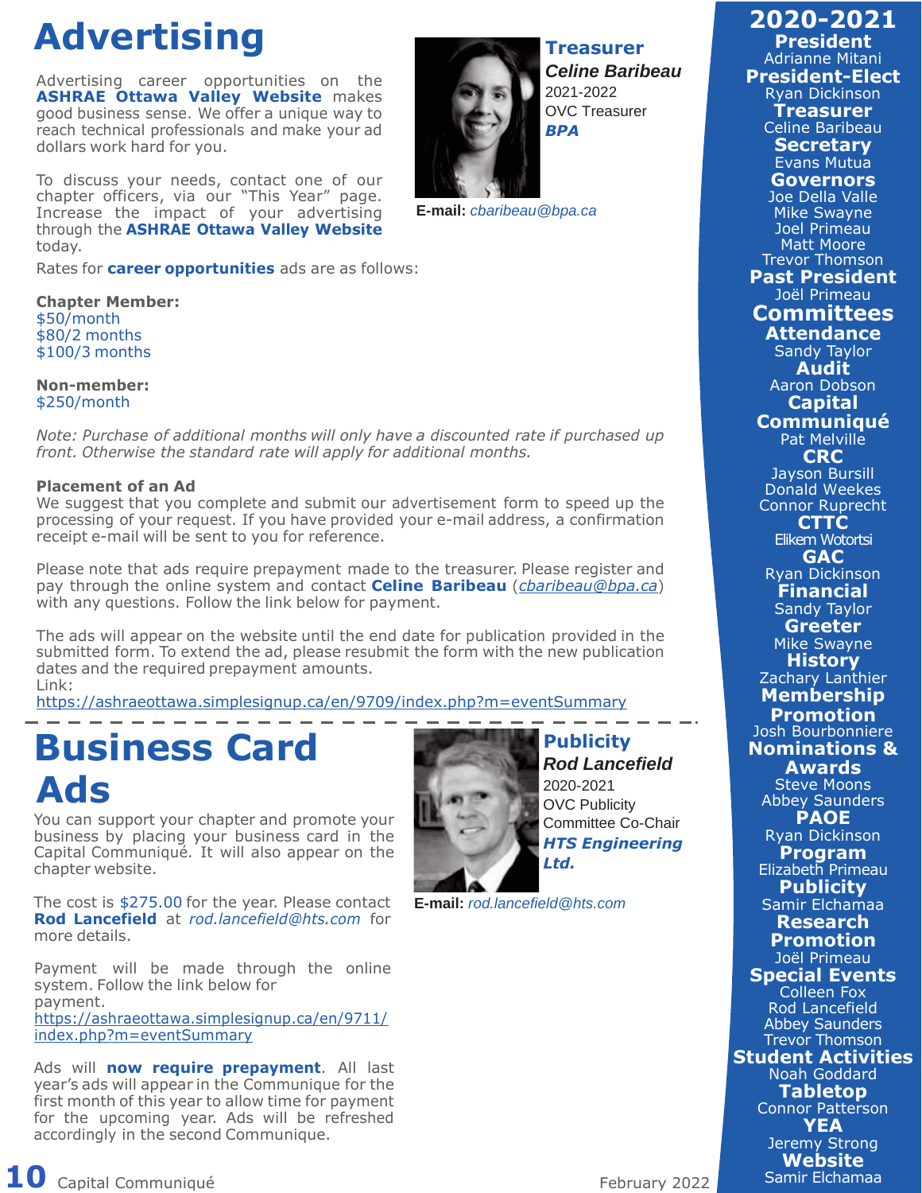# Advertising

Advertising career opportunities on the **ASHRAE Ottawa Valley Website** makes good business sense. We offer a unique way to reach technical professionals and make your ad dollars work hard for you.

To discuss your needs, contact one of our chapter officers, via our "This Year" page. Increase the impact of your advertising through the **ASHRAE Ottawa Valley Website** today.

**Treasurer**
***Celine Baribeau***
2021-2022
OVC Treasurer
***BPA***

**E-mail:** *cbaribeau@bpa.ca*

Rates for **career opportunities** ads are as follows:

**Chapter Member:**
$50/month
$80/2 months
$100/3 months

**Non-member:**
$250/month

*Note: Purchase of additional months will only have a discounted rate if purchased up front. Otherwise the standard rate will apply for additional months.*

**Placement of an Ad**
We suggest that you complete and submit our advertisement form to speed up the processing of your request. If you have provided your e-mail address, a confirmation receipt e-mail will be sent to you for reference.

Please note that ads require prepayment made to the treasurer. Please register and pay through the online system and contact **Celine Baribeau** (*cbaribeau@bpa.ca*) with any questions. Follow the link below for payment.

The ads will appear on the website until the end date for publication provided in the submitted form. To extend the ad, please resubmit the form with the new publication dates and the required prepayment amounts.
Link:
https://ashraeottawa.simplesignup.ca/en/9709/index.php?m=eventSummary

# Business Card Ads

You can support your chapter and promote your business by placing your business card in the Capital Communiqué. It will also appear on the chapter website.

The cost is $275.00 for the year. Please contact **Rod Lancefield** at *rod.lancefield@hts.com* for more details.

Payment will be made through the online system. Follow the link below for payment.
https://ashraeottawa.simplesignup.ca/en/9711/index.php?m=eventSummary

Ads will **now require prepayment**. All last year's ads will appear in the Communique for the first month of this year to allow time for payment for the upcoming year. Ads will be refreshed accordingly in the second Communique.

**Publicity**
***Rod Lancefield***
2020-2021
OVC Publicity
Committee Co-Chair
***HTS Engineering Ltd.***

**E-mail:** *rod.lancefield@hts.com*

## 2020-2021

**President**
Adrianne Mitani
**President-Elect**
Ryan Dickinson
**Treasurer**
Celine Baribeau
**Secretary**
Evans Mutua
**Governors**
Joe Della Valle
Mike Swayne
Joel Primeau
Matt Moore
Trevor Thomson
**Past President**
Joël Primeau

**Committees**

**Attendance**
Sandy Taylor
**Audit**
Aaron Dobson
**Capital Communiqué**
Pat Melville
**CRC**
Jayson Bursill
Donald Weekes
Connor Ruprecht
**CTTC**
Elikem Wotortsi
**GAC**
Ryan Dickinson
**Financial**
Sandy Taylor
**Greeter**
Mike Swayne
**History**
Zachary Lanthier
**Membership Promotion**
Josh Bourbonniere
**Nominations & Awards**
Steve Moons
Abbey Saunders
**PAOE**
Ryan Dickinson
**Program**
Elizabeth Primeau
**Publicity**
Samir Elchamaa
**Research Promotion**
Joël Primeau
**Special Events**
Colleen Fox
Rod Lancefield
Abbey Saunders
Trevor Thomson
**Student Activities**
Noah Goddard
**Tabletop**
Connor Patterson
**YEA**
Jeremy Strong
**Website**
Samir Elchamaa